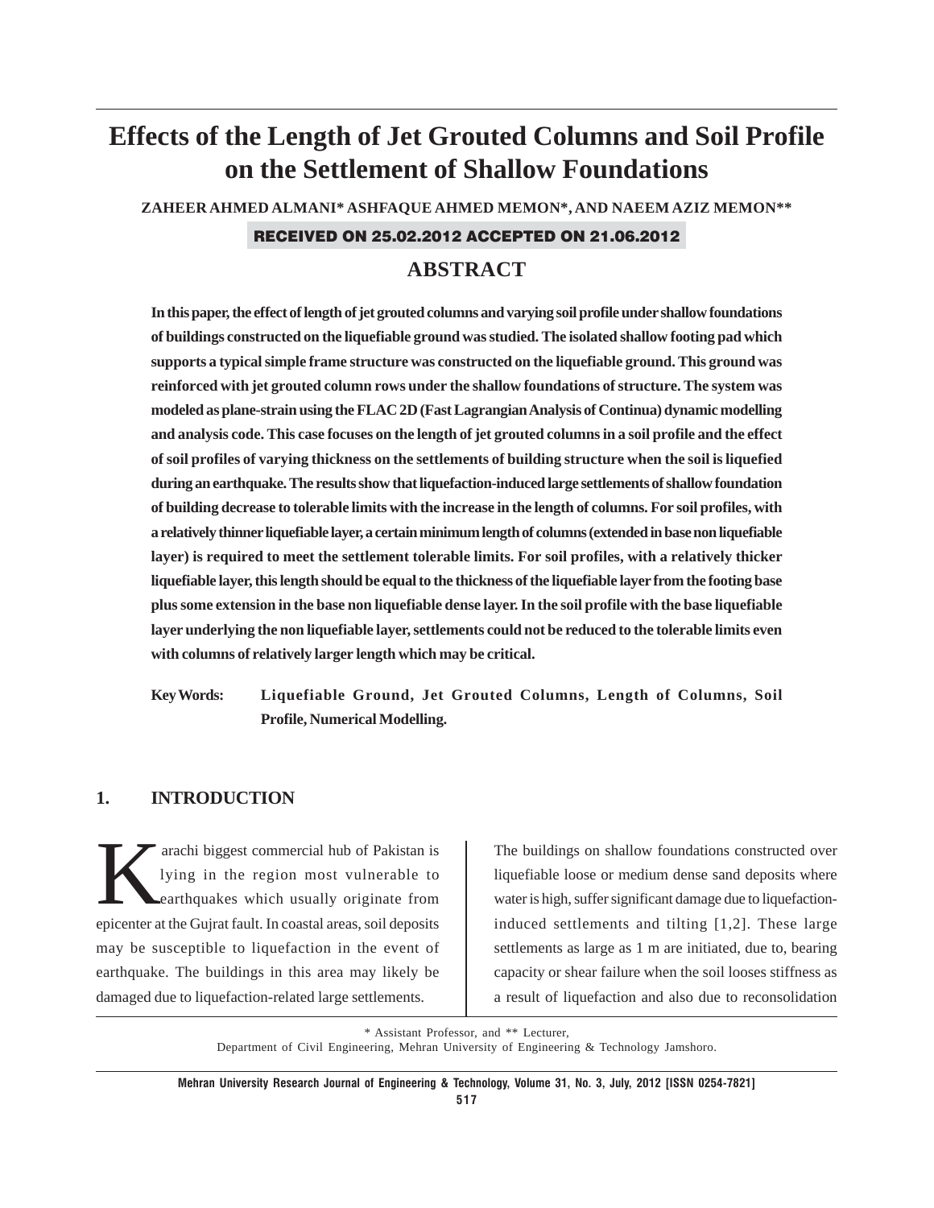# Effects of the Length of Jet Grouted Columns and Soil Profile on the Settlement of Shallow Foundations

**ZAHEER AHMED ALMANI* ASHFAQUE AHMED MEMON*, AND NAEEM AZIZ MEMON****

**RECEIVED ON 25.02.2012 ACCEPTED ON 21.06.2012**

## ABSTRACT

**In this paper, the effect of length of jet grouted columns and varying soil profile under shallow foundations of buildings constructed on the liquefiable ground was studied. The isolated shallow footing pad which supports a typical simple frame structure was constructed on the liquefiable ground. This ground was reinforced with jet grouted column rows under the shallow foundations of structure. The system was modeled as plane-strain using the FLAC 2D (Fast Lagrangian Analysis of Continua) dynamic modelling and analysis code. This case focuses on the length of jet grouted columns in a soil profile and the effect of soil profiles of varying thickness on the settlements of building structure when the soil is liquefied during an earthquake. The results show that liquefaction-induced large settlements of shallow foundation of building decrease to tolerable limits with the increase in the length of columns. For soil profiles, with a relatively thinner liquefiable layer, a certain minimum length of columns (extended in base non liquefiable layer) is required to meet the settlement tolerable limits. For soil profiles, with a relatively thicker liquefiable layer, this length should be equal to the thickness of the liquefiable layer from the footing base plus some extension in the base non liquefiable dense layer. In the soil profile with the base liquefiable layer underlying the non liquefiable layer, settlements could not be reduced to the tolerable limits even with columns of relatively larger length which may be critical.**

**Key Words:** **Liquefiable Ground, Jet Grouted Columns, Length of Columns, Soil Profile, Numerical Modelling.**

## 1. INTRODUCTION

Karachi biggest commercial hub of Pakistan is lying in the region most vulnerable to earthquakes which usually originate from epicenter at the Gujrat fault. In coastal areas, soil deposits may be susceptible to liquefaction in the event of earthquake. The buildings in this area may likely be damaged due to liquefaction-related large settlements.

The buildings on shallow foundations constructed over liquefiable loose or medium dense sand deposits where water is high, suffer significant damage due to liquefaction-induced settlements and tilting [1,2]. These large settlements as large as 1 m are initiated, due to, bearing capacity or shear failure when the soil looses stiffness as a result of liquefaction and also due to reconsolidation

\* Assistant Professor, and ** Lecturer,
Department of Civil Engineering, Mehran University of Engineering & Technology Jamshoro.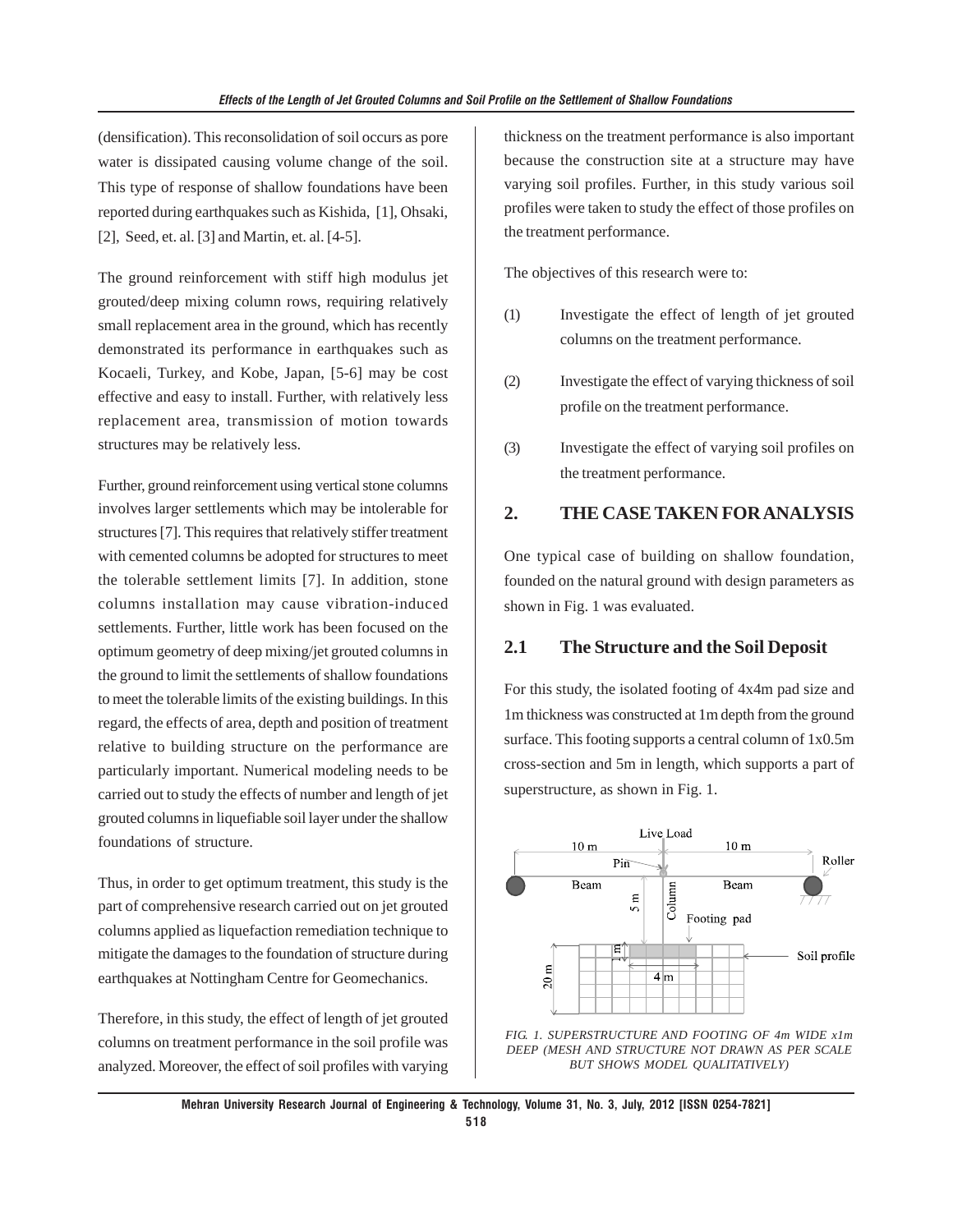(densification). This reconsolidation of soil occurs as pore water is dissipated causing volume change of the soil. This type of response of shallow foundations have been reported during earthquakes such as Kishida, [1], Ohsaki, [2], Seed, et. al. [3] and Martin, et. al. [4-5].

The ground reinforcement with stiff high modulus jet grouted/deep mixing column rows, requiring relatively small replacement area in the ground, which has recently demonstrated its performance in earthquakes such as Kocaeli, Turkey, and Kobe, Japan, [5-6] may be cost effective and easy to install. Further, with relatively less replacement area, transmission of motion towards structures may be relatively less.

Further, ground reinforcement using vertical stone columns involves larger settlements which may be intolerable for structures [7]. This requires that relatively stiffer treatment with cemented columns be adopted for structures to meet the tolerable settlement limits [7]. In addition, stone columns installation may cause vibration-induced settlements. Further, little work has been focused on the optimum geometry of deep mixing/jet grouted columns in the ground to limit the settlements of shallow foundations to meet the tolerable limits of the existing buildings. In this regard, the effects of area, depth and position of treatment relative to building structure on the performance are particularly important. Numerical modeling needs to be carried out to study the effects of number and length of jet grouted columns in liquefiable soil layer under the shallow foundations of structure.

Thus, in order to get optimum treatment, this study is the part of comprehensive research carried out on jet grouted columns applied as liquefaction remediation technique to mitigate the damages to the foundation of structure during earthquakes at Nottingham Centre for Geomechanics.

Therefore, in this study, the effect of length of jet grouted columns on treatment performance in the soil profile was analyzed. Moreover, the effect of soil profiles with varying thickness on the treatment performance is also important because the construction site at a structure may have varying soil profiles. Further, in this study various soil profiles were taken to study the effect of those profiles on the treatment performance.

The objectives of this research were to:

(1) Investigate the effect of length of jet grouted columns on the treatment performance.

(2) Investigate the effect of varying thickness of soil profile on the treatment performance.

(3) Investigate the effect of varying soil profiles on the treatment performance.

## 2. THE CASE TAKEN FOR ANALYSIS

One typical case of building on shallow foundation, founded on the natural ground with design parameters as shown in Fig. 1 was evaluated.

### 2.1 The Structure and the Soil Deposit

For this study, the isolated footing of 4x4m pad size and 1m thickness was constructed at 1m depth from the ground surface. This footing supports a central column of 1x0.5m cross-section and 5m in length, which supports a part of superstructure, as shown in Fig. 1.

*FIG. 1. SUPERSTRUCTURE AND FOOTING OF 4m WIDE x1m DEEP (MESH AND STRUCTURE NOT DRAWN AS PER SCALE BUT SHOWS MODEL QUALITATIVELY)*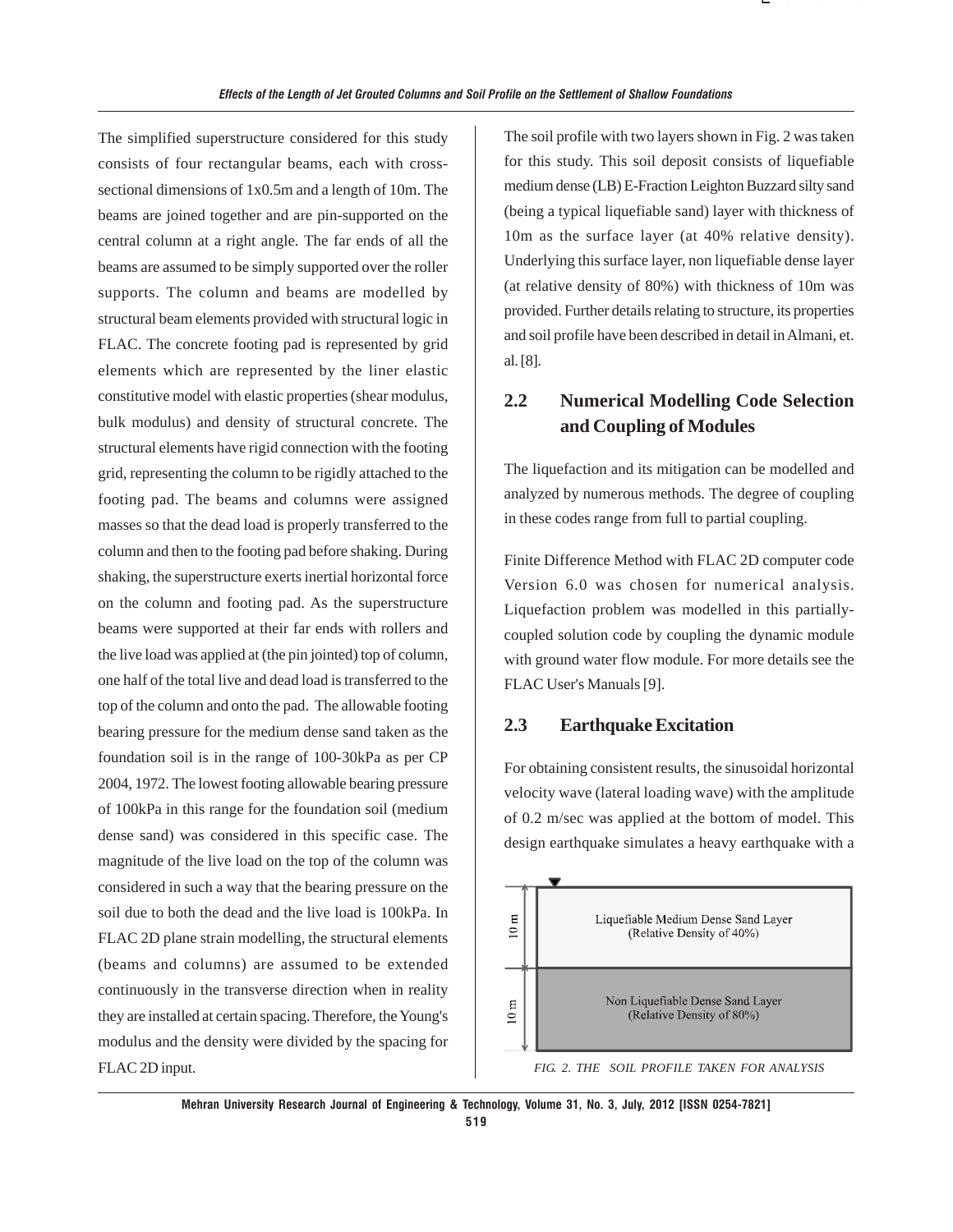The simplified superstructure considered for this study consists of four rectangular beams, each with cross-sectional dimensions of 1x0.5m and a length of 10m. The beams are joined together and are pin-supported on the central column at a right angle. The far ends of all the beams are assumed to be simply supported over the roller supports. The column and beams are modelled by structural beam elements provided with structural logic in FLAC. The concrete footing pad is represented by grid elements which are represented by the liner elastic constitutive model with elastic properties (shear modulus, bulk modulus) and density of structural concrete. The structural elements have rigid connection with the footing grid, representing the column to be rigidly attached to the footing pad. The beams and columns were assigned masses so that the dead load is properly transferred to the column and then to the footing pad before shaking. During shaking, the superstructure exerts inertial horizontal force on the column and footing pad. As the superstructure beams were supported at their far ends with rollers and the live load was applied at (the pin jointed) top of column, one half of the total live and dead load is transferred to the top of the column and onto the pad. The allowable footing bearing pressure for the medium dense sand taken as the foundation soil is in the range of 100-30kPa as per CP 2004, 1972. The lowest footing allowable bearing pressure of 100kPa in this range for the foundation soil (medium dense sand) was considered in this specific case. The magnitude of the live load on the top of the column was considered in such a way that the bearing pressure on the soil due to both the dead and the live load is 100kPa. In FLAC 2D plane strain modelling, the structural elements (beams and columns) are assumed to be extended continuously in the transverse direction when in reality they are installed at certain spacing. Therefore, the Young's modulus and the density were divided by the spacing for FLAC 2D input.

The soil profile with two layers shown in Fig. 2 was taken for this study. This soil deposit consists of liquefiable medium dense (LB) E-Fraction Leighton Buzzard silty sand (being a typical liquefiable sand) layer with thickness of 10m as the surface layer (at 40% relative density). Underlying this surface layer, non liquefiable dense layer (at relative density of 80%) with thickness of 10m was provided. Further details relating to structure, its properties and soil profile have been described in detail in Almani, et. al. [8].

## 2.2 Numerical Modelling Code Selection and Coupling of Modules

The liquefaction and its mitigation can be modelled and analyzed by numerous methods. The degree of coupling in these codes range from full to partial coupling.

Finite Difference Method with FLAC 2D computer code Version 6.0 was chosen for numerical analysis. Liquefaction problem was modelled in this partially-coupled solution code by coupling the dynamic module with ground water flow module. For more details see the FLAC User's Manuals [9].

## 2.3 Earthquake Excitation

For obtaining consistent results, the sinusoidal horizontal velocity wave (lateral loading wave) with the amplitude of 0.2 m/sec was applied at the bottom of model. This design earthquake simulates a heavy earthquake with a

| | |
|---|---|
| 10 m | Liquefiable Medium Dense Sand Layer (Relative Density of 40%) |
| 10 m | Non Liquefiable Dense Sand Layer (Relative Density of 80%) |

*FIG. 2. THE SOIL PROFILE TAKEN FOR ANALYSIS*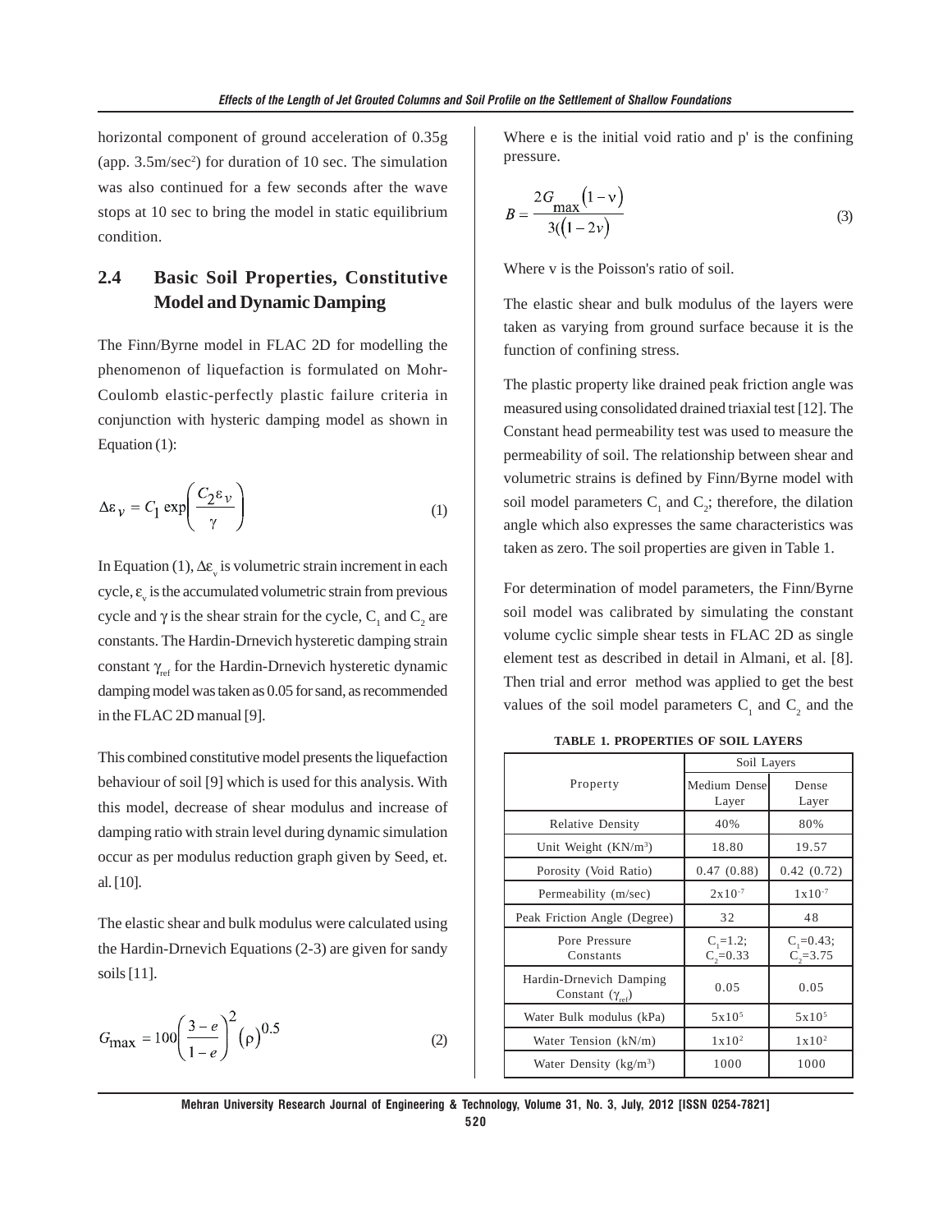horizontal component of ground acceleration of 0.35g (app. 3.5m/sec$^2$) for duration of 10 sec. The simulation was also continued for a few seconds after the wave stops at 10 sec to bring the model in static equilibrium condition.

## 2.4 Basic Soil Properties, Constitutive Model and Dynamic Damping

The Finn/Byrne model in FLAC 2D for modelling the phenomenon of liquefaction is formulated on Mohr-Coulomb elastic-perfectly plastic failure criteria in conjunction with hysteric damping model as shown in Equation (1):

$$\Delta \varepsilon_v = C_1 \exp\left(\frac{C_2 \varepsilon_v}{\gamma}\right) \tag{1}$$

In Equation (1), $\Delta\varepsilon_v$ is volumetric strain increment in each cycle, $\varepsilon_v$ is the accumulated volumetric strain from previous cycle and $\gamma$ is the shear strain for the cycle, $C_1$ and $C_2$ are constants. The Hardin-Drnevich hysteretic damping strain constant $\gamma_{ref}$ for the Hardin-Drnevich hysteretic dynamic damping model was taken as 0.05 for sand, as recommended in the FLAC 2D manual [9].

This combined constitutive model presents the liquefaction behaviour of soil [9] which is used for this analysis. With this model, decrease of shear modulus and increase of damping ratio with strain level during dynamic simulation occur as per modulus reduction graph given by Seed, et. al. [10].

The elastic shear and bulk modulus were calculated using the Hardin-Drnevich Equations (2-3) are given for sandy soils [11].

$$G_{\max} = 100\left(\frac{3-e}{1-e}\right)^2 (\rho)^{0.5} \tag{2}$$

Where e is the initial void ratio and p' is the confining pressure.

$$B = \frac{2G_{\max}(1-\nu)}{3((1-2\nu)} \tag{3}$$

Where v is the Poisson's ratio of soil.

The elastic shear and bulk modulus of the layers were taken as varying from ground surface because it is the function of confining stress.

The plastic property like drained peak friction angle was measured using consolidated drained triaxial test [12]. The Constant head permeability test was used to measure the permeability of soil. The relationship between shear and volumetric strains is defined by Finn/Byrne model with soil model parameters $C_1$ and $C_2$; therefore, the dilation angle which also expresses the same characteristics was taken as zero. The soil properties are given in Table 1.

For determination of model parameters, the Finn/Byrne soil model was calibrated by simulating the constant volume cyclic simple shear tests in FLAC 2D as single element test as described in detail in Almani, et al. [8]. Then trial and error method was applied to get the best values of the soil model parameters $C_1$ and $C_2$ and the

**TABLE 1. PROPERTIES OF SOIL LAYERS**

| Property | Soil Layers | |
|---|---|---|
| | Medium Dense Layer | Dense Layer |
| Relative Density | 40% | 80% |
| Unit Weight (KN/m$^3$) | 18.80 | 19.57 |
| Porosity (Void Ratio) | 0.47 (0.88) | 0.42 (0.72) |
| Permeability (m/sec) | $2\times10^{-7}$ | $1\times10^{-7}$ |
| Peak Friction Angle (Degree) | 32 | 48 |
| Pore Pressure Constants | $C_1$=1.2; $C_2$=0.33 | $C_1$=0.43; $C_2$=3.75 |
| Hardin-Drnevich Damping Constant ($\gamma_{ref}$) | 0.05 | 0.05 |
| Water Bulk modulus (kPa) | $5\times10^5$ | $5\times10^5$ |
| Water Tension (kN/m) | $1\times10^2$ | $1\times10^2$ |
| Water Density (kg/m$^3$) | 1000 | 1000 |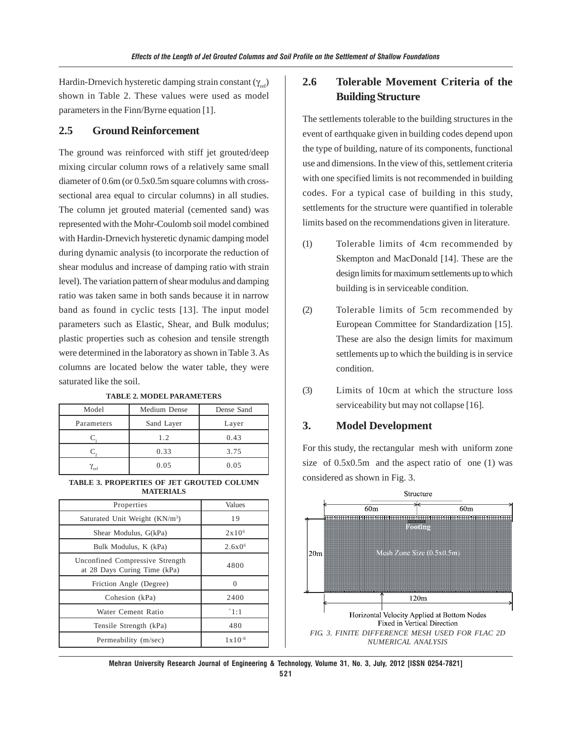Hardin-Drnevich hysteretic damping strain constant ($\gamma_{ref}$) shown in Table 2. These values were used as model parameters in the Finn/Byrne equation [1].

## 2.5 Ground Reinforcement

The ground was reinforced with stiff jet grouted/deep mixing circular column rows of a relatively same small diameter of 0.6m (or 0.5x0.5m square columns with cross-sectional area equal to circular columns) in all studies. The column jet grouted material (cemented sand) was represented with the Mohr-Coulomb soil model combined with Hardin-Drnevich hysteretic dynamic damping model during dynamic analysis (to incorporate the reduction of shear modulus and increase of damping ratio with strain level). The variation pattern of shear modulus and damping ratio was taken same in both sands because it in narrow band as found in cyclic tests [13]. The input model parameters such as Elastic, Shear, and Bulk modulus; plastic properties such as cohesion and tensile strength were determined in the laboratory as shown in Table 3. As columns are located below the water table, they were saturated like the soil.

**TABLE 2. MODEL PARAMETERS**

| Model Parameters | Medium Dense Sand Layer | Dense Sand Layer |
|---|---|---|
| $C_1$ | 1.2 | 0.43 |
| $C_2$ | 0.33 | 3.75 |
| $\gamma_{ref}$ | 0.05 | 0.05 |

**TABLE 3. PROPERTIES OF JET GROUTED COLUMN MATERIALS**

| Properties | Values |
|---|---|
| Saturated Unit Weight (KN/m$^3$) | 19 |
| Shear Modulus, G(kPa) | $2x10^6$ |
| Bulk Modulus, K (kPa) | $2.6x0^6$ |
| Unconfined Compressive Strength at 28 Days Curing Time (kPa) | 4800 |
| Friction Angle (Degree) | 0 |
| Cohesion (kPa) | 2400 |
| Water Cement Ratio | `1:1 |
| Tensile Strength (kPa) | 480 |
| Permeability (m/sec) | $1x10^{-8}$ |

## 2.6 Tolerable Movement Criteria of the Building Structure

The settlements tolerable to the building structures in the event of earthquake given in building codes depend upon the type of building, nature of its components, functional use and dimensions. In the view of this, settlement criteria with one specified limits is not recommended in building codes. For a typical case of building in this study, settlements for the structure were quantified in tolerable limits based on the recommendations given in literature.

(1) Tolerable limits of 4cm recommended by Skempton and MacDonald [14]. These are the design limits for maximum settlements up to which building is in serviceable condition.

(2) Tolerable limits of 5cm recommended by European Committee for Standardization [15]. These are also the design limits for maximum settlements up to which the building is in service condition.

(3) Limits of 10cm at which the structure loss serviceability but may not collapse [16].

## 3. Model Development

For this study, the rectangular mesh with uniform zone size of 0.5x0.5m and the aspect ratio of one (1) was considered as shown in Fig. 3.

*FIG. 3. FINITE DIFFERENCE MESH USED FOR FLAC 2D NUMERICAL ANALYSIS*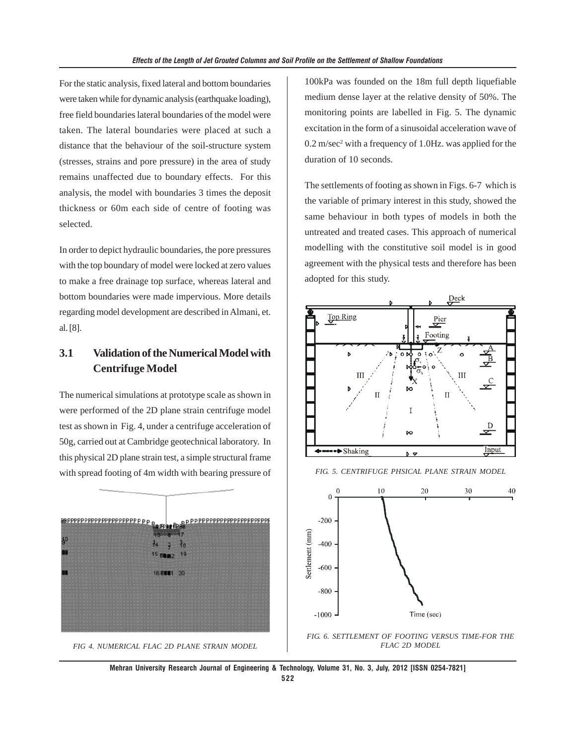For the static analysis, fixed lateral and bottom boundaries were taken while for dynamic analysis (earthquake loading), free field boundaries lateral boundaries of the model were taken. The lateral boundaries were placed at such a distance that the behaviour of the soil-structure system (stresses, strains and pore pressure) in the area of study remains unaffected due to boundary effects. For this analysis, the model with boundaries 3 times the deposit thickness or 60m each side of centre of footing was selected.

In order to depict hydraulic boundaries, the pore pressures with the top boundary of model were locked at zero values to make a free drainage top surface, whereas lateral and bottom boundaries were made impervious. More details regarding model development are described in Almani, et. al. [8].

## 3.1 Validation of the Numerical Model with Centrifuge Model

The numerical simulations at prototype scale as shown in were performed of the 2D plane strain centrifuge model test as shown in Fig. 4, under a centrifuge acceleration of 50g, carried out at Cambridge geotechnical laboratory. In this physical 2D plane strain test, a simple structural frame with spread footing of 4m width with bearing pressure of 100kPa was founded on the 18m full depth liquefiable medium dense layer at the relative density of 50%. The monitoring points are labelled in Fig. 5. The dynamic excitation in the form of a sinusoidal acceleration wave of 0.2 m/sec$^2$ with a frequency of 1.0Hz. was applied for the duration of 10 seconds.

FIG 4. NUMERICAL FLAC 2D PLANE STRAIN MODEL

The settlements of footing as shown in Figs. 6-7 which is the variable of primary interest in this study, showed the same behaviour in both types of models in both the untreated and treated cases. This approach of numerical modelling with the constitutive soil model is in good agreement with the physical tests and therefore has been adopted for this study.

FIG. 5. CENTRIFUGE PHSICAL PLANE STRAIN MODEL

FIG. 6. SETTLEMENT OF FOOTING VERSUS TIME-FOR THE FLAC 2D MODEL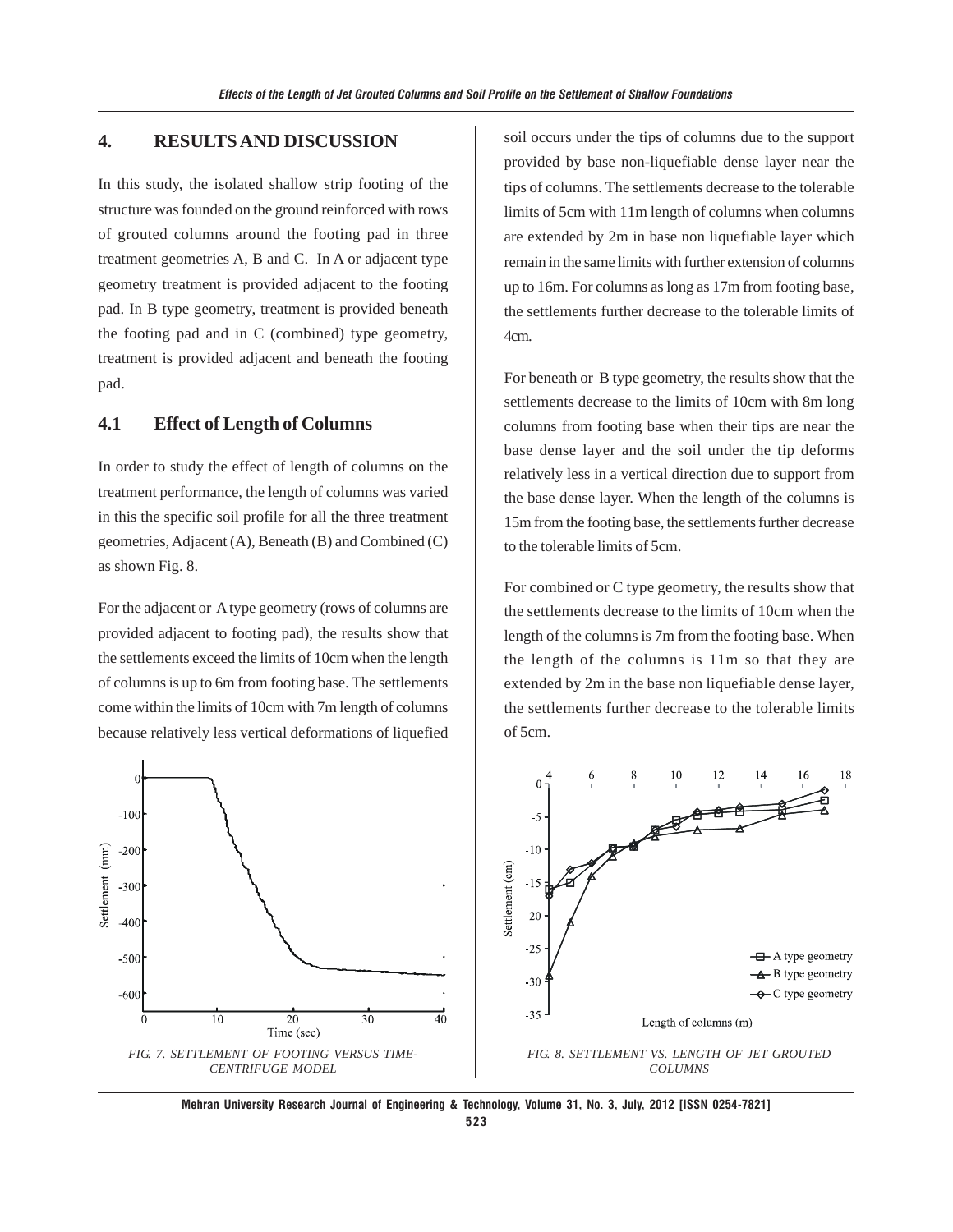## 4. RESULTS AND DISCUSSION

In this study, the isolated shallow strip footing of the structure was founded on the ground reinforced with rows of grouted columns around the footing pad in three treatment geometries A, B and C. In A or adjacent type geometry treatment is provided adjacent to the footing pad. In B type geometry, treatment is provided beneath the footing pad and in C (combined) type geometry, treatment is provided adjacent and beneath the footing pad.

### 4.1 Effect of Length of Columns

In order to study the effect of length of columns on the treatment performance, the length of columns was varied in this the specific soil profile for all the three treatment geometries, Adjacent (A), Beneath (B) and Combined (C) as shown Fig. 8.

For the adjacent or A type geometry (rows of columns are provided adjacent to footing pad), the results show that the settlements exceed the limits of 10cm when the length of columns is up to 6m from footing base. The settlements come within the limits of 10cm with 7m length of columns because relatively less vertical deformations of liquefied soil occurs under the tips of columns due to the support provided by base non-liquefiable dense layer near the tips of columns. The settlements decrease to the tolerable limits of 5cm with 11m length of columns when columns are extended by 2m in base non liquefiable layer which remain in the same limits with further extension of columns up to 16m. For columns as long as 17m from footing base, the settlements further decrease to the tolerable limits of 4cm.

For beneath or B type geometry, the results show that the settlements decrease to the limits of 10cm with 8m long columns from footing base when their tips are near the base dense layer and the soil under the tip deforms relatively less in a vertical direction due to support from the base dense layer. When the length of the columns is 15m from the footing base, the settlements further decrease to the tolerable limits of 5cm.

For combined or C type geometry, the results show that the settlements decrease to the limits of 10cm when the length of the columns is 7m from the footing base. When the length of the columns is 11m so that they are extended by 2m in the base non liquefiable dense layer, the settlements further decrease to the tolerable limits of 5cm.

*FIG. 7. SETTLEMENT OF FOOTING VERSUS TIME-CENTRIFUGE MODEL*

*FIG. 8. SETTLEMENT VS. LENGTH OF JET GROUTED COLUMNS*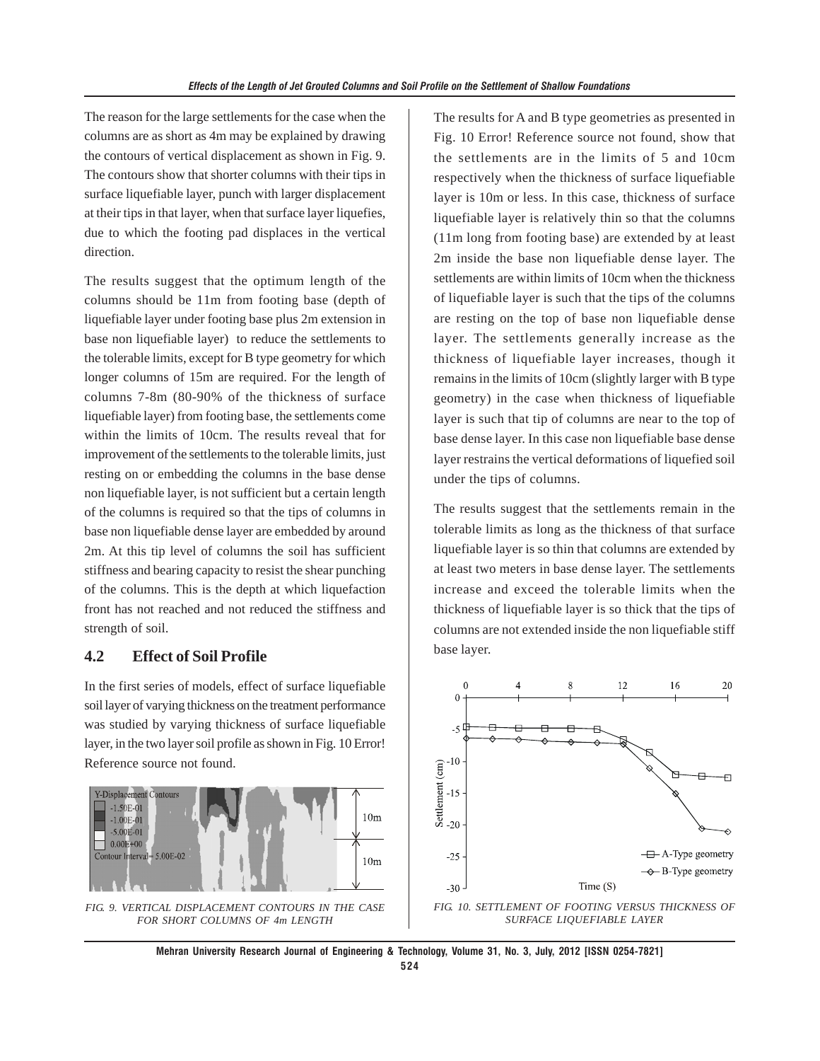The reason for the large settlements for the case when the columns are as short as 4m may be explained by drawing the contours of vertical displacement as shown in Fig. 9. The contours show that shorter columns with their tips in surface liquefiable layer, punch with larger displacement at their tips in that layer, when that surface layer liquefies, due to which the footing pad displaces in the vertical direction.

The results suggest that the optimum length of the columns should be 11m from footing base (depth of liquefiable layer under footing base plus 2m extension in base non liquefiable layer) to reduce the settlements to the tolerable limits, except for B type geometry for which longer columns of 15m are required. For the length of columns 7-8m (80-90% of the thickness of surface liquefiable layer) from footing base, the settlements come within the limits of 10cm. The results reveal that for improvement of the settlements to the tolerable limits, just resting on or embedding the columns in the base dense non liquefiable layer, is not sufficient but a certain length of the columns is required so that the tips of columns in base non liquefiable dense layer are embedded by around 2m. At this tip level of columns the soil has sufficient stiffness and bearing capacity to resist the shear punching of the columns. This is the depth at which liquefaction front has not reached and not reduced the stiffness and strength of soil.

## 4.2 Effect of Soil Profile

In the first series of models, effect of surface liquefiable soil layer of varying thickness on the treatment performance was studied by varying thickness of surface liquefiable layer, in the two layer soil profile as shown in Fig. 10 Error! Reference source not found.

FIG. 9. VERTICAL DISPLACEMENT CONTOURS IN THE CASE FOR SHORT COLUMNS OF 4m LENGTH

The results for A and B type geometries as presented in Fig. 10 Error! Reference source not found, show that the settlements are in the limits of 5 and 10cm respectively when the thickness of surface liquefiable layer is 10m or less. In this case, thickness of surface liquefiable layer is relatively thin so that the columns (11m long from footing base) are extended by at least 2m inside the base non liquefiable dense layer. The settlements are within limits of 10cm when the thickness of liquefiable layer is such that the tips of the columns are resting on the top of base non liquefiable dense layer. The settlements generally increase as the thickness of liquefiable layer increases, though it remains in the limits of 10cm (slightly larger with B type geometry) in the case when thickness of liquefiable layer is such that tip of columns are near to the top of base dense layer. In this case non liquefiable base dense layer restrains the vertical deformations of liquefied soil under the tips of columns.

The results suggest that the settlements remain in the tolerable limits as long as the thickness of that surface liquefiable layer is so thin that columns are extended by at least two meters in base dense layer. The settlements increase and exceed the tolerable limits when the thickness of liquefiable layer is so thick that the tips of columns are not extended inside the non liquefiable stiff base layer.

FIG. 10. SETTLEMENT OF FOOTING VERSUS THICKNESS OF SURFACE LIQUEFIABLE LAYER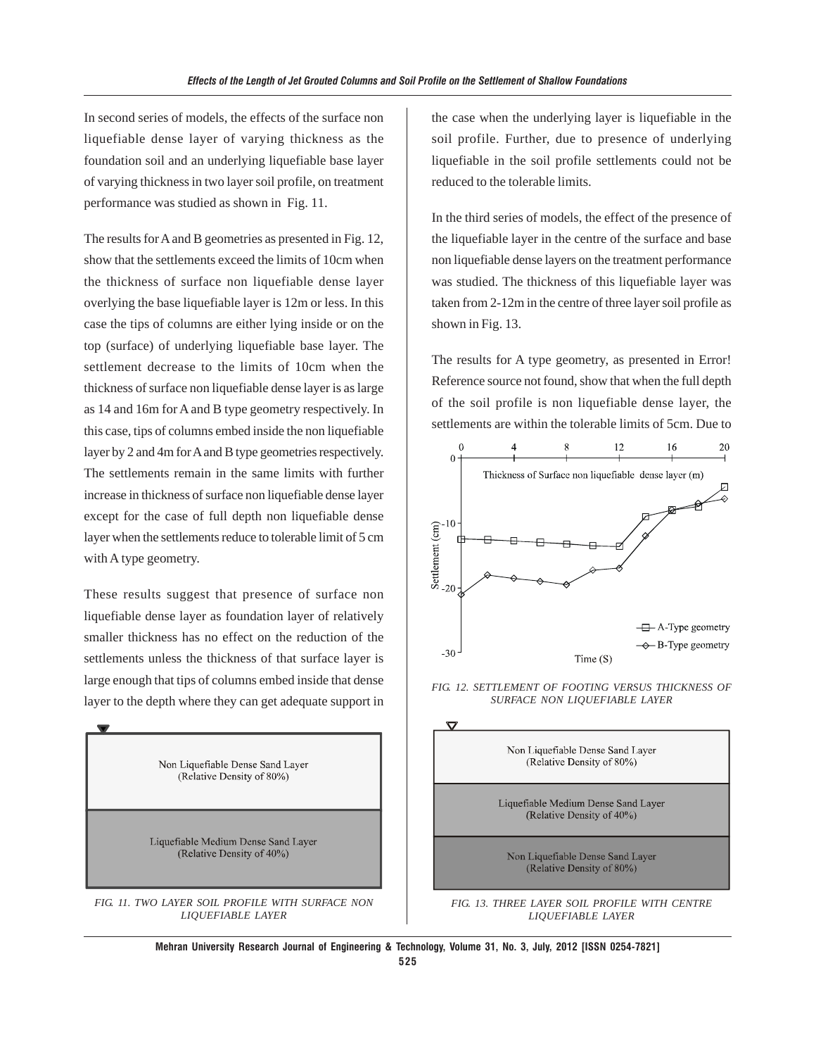In second series of models, the effects of the surface non liquefiable dense layer of varying thickness as the foundation soil and an underlying liquefiable base layer of varying thickness in two layer soil profile, on treatment performance was studied as shown in Fig. 11.

The results for A and B geometries as presented in Fig. 12, show that the settlements exceed the limits of 10cm when the thickness of surface non liquefiable dense layer overlying the base liquefiable layer is 12m or less. In this case the tips of columns are either lying inside or on the top (surface) of underlying liquefiable base layer. The settlement decrease to the limits of 10cm when the thickness of surface non liquefiable dense layer is as large as 14 and 16m for A and B type geometry respectively. In this case, tips of columns embed inside the non liquefiable layer by 2 and 4m for A and B type geometries respectively. The settlements remain in the same limits with further increase in thickness of surface non liquefiable dense layer except for the case of full depth non liquefiable dense layer when the settlements reduce to tolerable limit of 5 cm with A type geometry.

These results suggest that presence of surface non liquefiable dense layer as foundation layer of relatively smaller thickness has no effect on the reduction of the settlements unless the thickness of that surface layer is large enough that tips of columns embed inside that dense layer to the depth where they can get adequate support in the case when the underlying layer is liquefiable in the soil profile. Further, due to presence of underlying liquefiable in the soil profile settlements could not be reduced to the tolerable limits.

FIG. 11. TWO LAYER SOIL PROFILE WITH SURFACE NON LIQUEFIABLE LAYER

In the third series of models, the effect of the presence of the liquefiable layer in the centre of the surface and base non liquefiable dense layers on the treatment performance was studied. The thickness of this liquefiable layer was taken from 2-12m in the centre of three layer soil profile as shown in Fig. 13.

The results for A type geometry, as presented in Error! Reference source not found, show that when the full depth of the soil profile is non liquefiable dense layer, the settlements are within the tolerable limits of 5cm. Due to

FIG. 12. SETTLEMENT OF FOOTING VERSUS THICKNESS OF SURFACE NON LIQUEFIABLE LAYER

FIG. 13. THREE LAYER SOIL PROFILE WITH CENTRE LIQUEFIABLE LAYER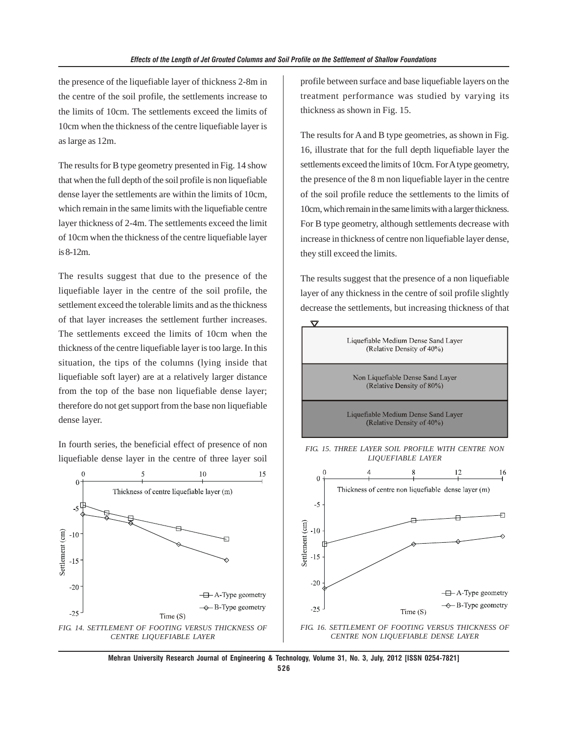the presence of the liquefiable layer of thickness 2-8m in the centre of the soil profile, the settlements increase to the limits of 10cm. The settlements exceed the limits of 10cm when the thickness of the centre liquefiable layer is as large as 12m.

The results for B type geometry presented in Fig. 14 show that when the full depth of the soil profile is non liquefiable dense layer the settlements are within the limits of 10cm, which remain in the same limits with the liquefiable centre layer thickness of 2-4m. The settlements exceed the limit of 10cm when the thickness of the centre liquefiable layer is 8-12m.

The results suggest that due to the presence of the liquefiable layer in the centre of the soil profile, the settlement exceed the tolerable limits and as the thickness of that layer increases the settlement further increases. The settlements exceed the limits of 10cm when the thickness of the centre liquefiable layer is too large. In this situation, the tips of the columns (lying inside that liquefiable soft layer) are at a relatively larger distance from the top of the base non liquefiable dense layer; therefore do not get support from the base non liquefiable dense layer.

In fourth series, the beneficial effect of presence of non liquefiable dense layer in the centre of three layer soil profile between surface and base liquefiable layers on the treatment performance was studied by varying its thickness as shown in Fig. 15.

FIG. 14. SETTLEMENT OF FOOTING VERSUS THICKNESS OF CENTRE LIQUEFIABLE LAYER

The results for A and B type geometries, as shown in Fig. 16, illustrate that for the full depth liquefiable layer the settlements exceed the limits of 10cm. For A type geometry, the presence of the 8 m non liquefiable layer in the centre of the soil profile reduce the settlements to the limits of 10cm, which remain in the same limits with a larger thickness. For B type geometry, although settlements decrease with increase in thickness of centre non liquefiable layer dense, they still exceed the limits.

The results suggest that the presence of a non liquefiable layer of any thickness in the centre of soil profile slightly decrease the settlements, but increasing thickness of that

FIG. 15. THREE LAYER SOIL PROFILE WITH CENTRE NON LIQUEFIABLE LAYER

FIG. 16. SETTLEMENT OF FOOTING VERSUS THICKNESS OF CENTRE NON LIQUEFIABLE DENSE LAYER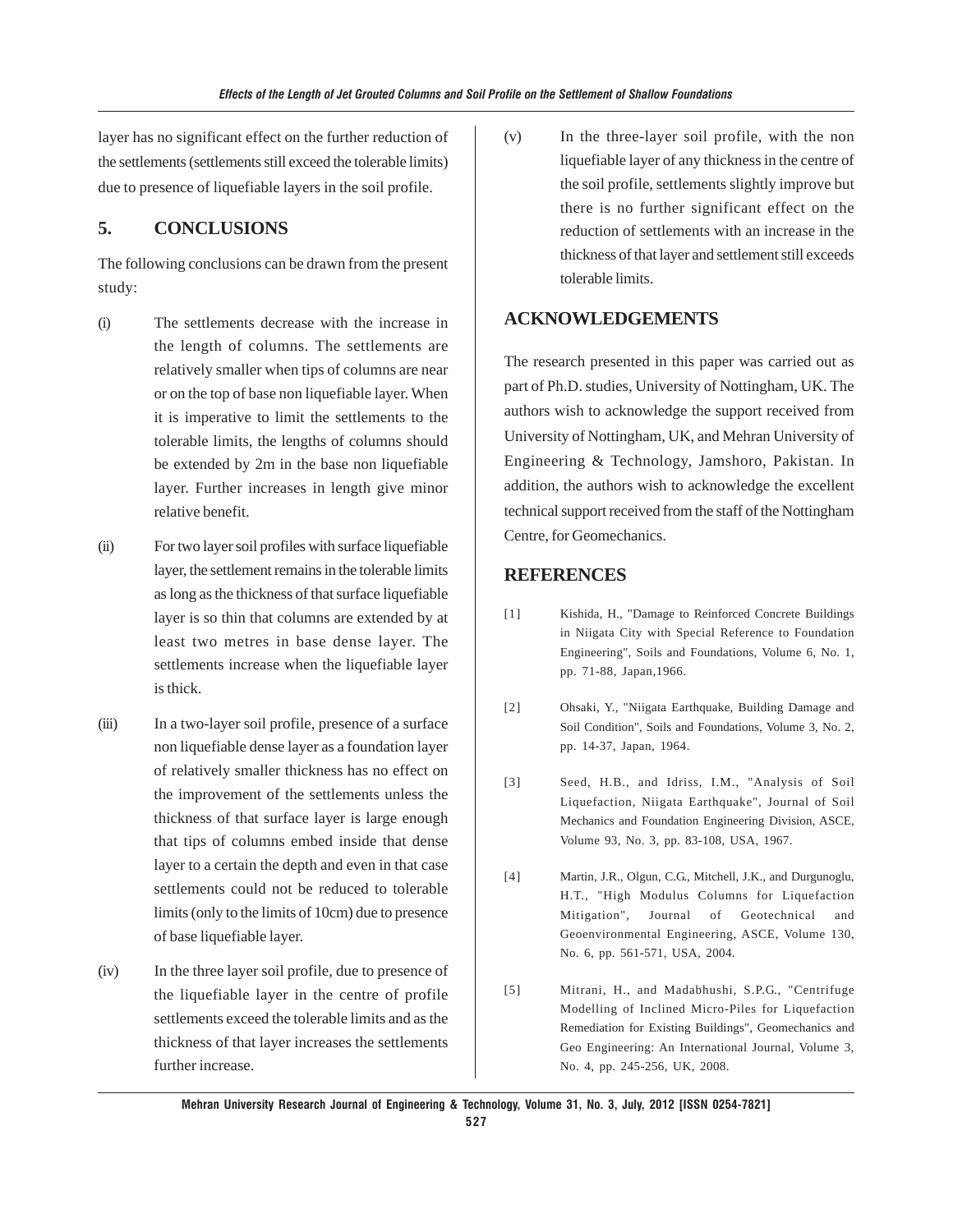layer has no significant effect on the further reduction of the settlements (settlements still exceed the tolerable limits) due to presence of liquefiable layers in the soil profile.

## 5. CONCLUSIONS

The following conclusions can be drawn from the present study:

(i) The settlements decrease with the increase in the length of columns. The settlements are relatively smaller when tips of columns are near or on the top of base non liquefiable layer. When it is imperative to limit the settlements to the tolerable limits, the lengths of columns should be extended by 2m in the base non liquefiable layer. Further increases in length give minor relative benefit.

(ii) For two layer soil profiles with surface liquefiable layer, the settlement remains in the tolerable limits as long as the thickness of that surface liquefiable layer is so thin that columns are extended by at least two metres in base dense layer. The settlements increase when the liquefiable layer is thick.

(iii) In a two-layer soil profile, presence of a surface non liquefiable dense layer as a foundation layer of relatively smaller thickness has no effect on the improvement of the settlements unless the thickness of that surface layer is large enough that tips of columns embed inside that dense layer to a certain the depth and even in that case settlements could not be reduced to tolerable limits (only to the limits of 10cm) due to presence of base liquefiable layer.

(iv) In the three layer soil profile, due to presence of the liquefiable layer in the centre of profile settlements exceed the tolerable limits and as the thickness of that layer increases the settlements further increase.

(v) In the three-layer soil profile, with the non liquefiable layer of any thickness in the centre of the soil profile, settlements slightly improve but there is no further significant effect on the reduction of settlements with an increase in the thickness of that layer and settlement still exceeds tolerable limits.

## ACKNOWLEDGEMENTS

The research presented in this paper was carried out as part of Ph.D. studies, University of Nottingham, UK. The authors wish to acknowledge the support received from University of Nottingham, UK, and Mehran University of Engineering & Technology, Jamshoro, Pakistan. In addition, the authors wish to acknowledge the excellent technical support received from the staff of the Nottingham Centre, for Geomechanics.

## REFERENCES

[1] Kishida, H., "Damage to Reinforced Concrete Buildings in Niigata City with Special Reference to Foundation Engineering", Soils and Foundations, Volume 6, No. 1, pp. 71-88, Japan,1966.

[2] Ohsaki, Y., "Niigata Earthquake, Building Damage and Soil Condition", Soils and Foundations, Volume 3, No. 2, pp. 14-37, Japan, 1964.

[3] Seed, H.B., and Idriss, I.M., "Analysis of Soil Liquefaction, Niigata Earthquake", Journal of Soil Mechanics and Foundation Engineering Division, ASCE, Volume 93, No. 3, pp. 83-108, USA, 1967.

[4] Martin, J.R., Olgun, C.G., Mitchell, J.K., and Durgunoglu, H.T., "High Modulus Columns for Liquefaction Mitigation", Journal of Geotechnical and Geoenvironmental Engineering, ASCE, Volume 130, No. 6, pp. 561-571, USA, 2004.

[5] Mitrani, H., and Madabhushi, S.P.G., "Centrifuge Modelling of Inclined Micro-Piles for Liquefaction Remediation for Existing Buildings", Geomechanics and Geo Engineering: An International Journal, Volume 3, No. 4, pp. 245-256, UK, 2008.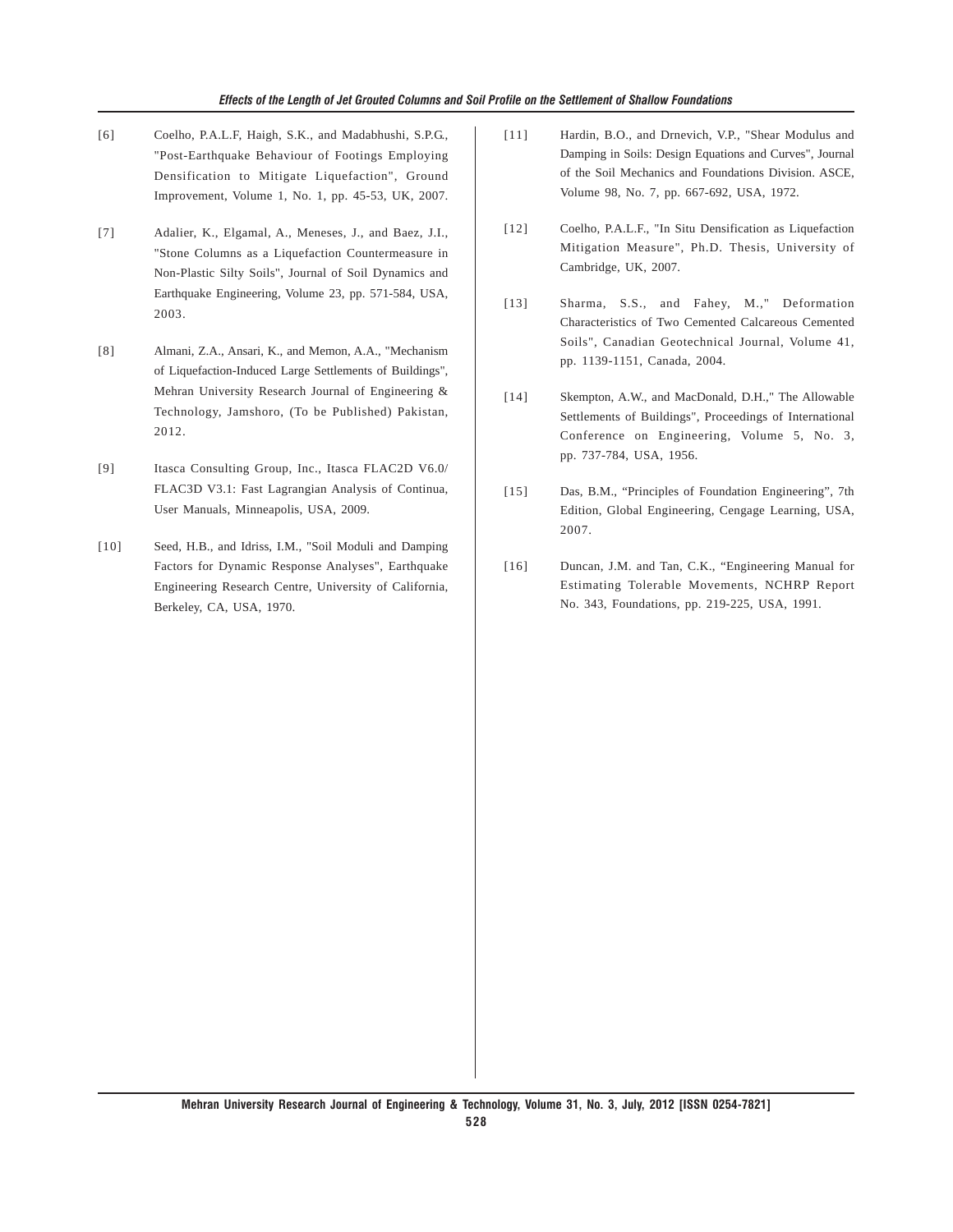[6] Coelho, P.A.L.F, Haigh, S.K., and Madabhushi, S.P.G., "Post-Earthquake Behaviour of Footings Employing Densification to Mitigate Liquefaction", Ground Improvement, Volume 1, No. 1, pp. 45-53, UK, 2007.

[7] Adalier, K., Elgamal, A., Meneses, J., and Baez, J.I., "Stone Columns as a Liquefaction Countermeasure in Non-Plastic Silty Soils", Journal of Soil Dynamics and Earthquake Engineering, Volume 23, pp. 571-584, USA, 2003.

[8] Almani, Z.A., Ansari, K., and Memon, A.A., "Mechanism of Liquefaction-Induced Large Settlements of Buildings", Mehran University Research Journal of Engineering & Technology, Jamshoro, (To be Published) Pakistan, 2012.

[9] Itasca Consulting Group, Inc., Itasca FLAC2D V6.0/ FLAC3D V3.1: Fast Lagrangian Analysis of Continua, User Manuals, Minneapolis, USA, 2009.

[10] Seed, H.B., and Idriss, I.M., "Soil Moduli and Damping Factors for Dynamic Response Analyses", Earthquake Engineering Research Centre, University of California, Berkeley, CA, USA, 1970.

[11] Hardin, B.O., and Drnevich, V.P., "Shear Modulus and Damping in Soils: Design Equations and Curves", Journal of the Soil Mechanics and Foundations Division. ASCE, Volume 98, No. 7, pp. 667-692, USA, 1972.

[12] Coelho, P.A.L.F., "In Situ Densification as Liquefaction Mitigation Measure", Ph.D. Thesis, University of Cambridge, UK, 2007.

[13] Sharma, S.S., and Fahey, M.," Deformation Characteristics of Two Cemented Calcareous Cemented Soils", Canadian Geotechnical Journal, Volume 41, pp. 1139-1151, Canada, 2004.

[14] Skempton, A.W., and MacDonald, D.H.," The Allowable Settlements of Buildings", Proceedings of International Conference on Engineering, Volume 5, No. 3, pp. 737-784, USA, 1956.

[15] Das, B.M., "Principles of Foundation Engineering", 7th Edition, Global Engineering, Cengage Learning, USA, 2007.

[16] Duncan, J.M. and Tan, C.K., "Engineering Manual for Estimating Tolerable Movements, NCHRP Report No. 343, Foundations, pp. 219-225, USA, 1991.